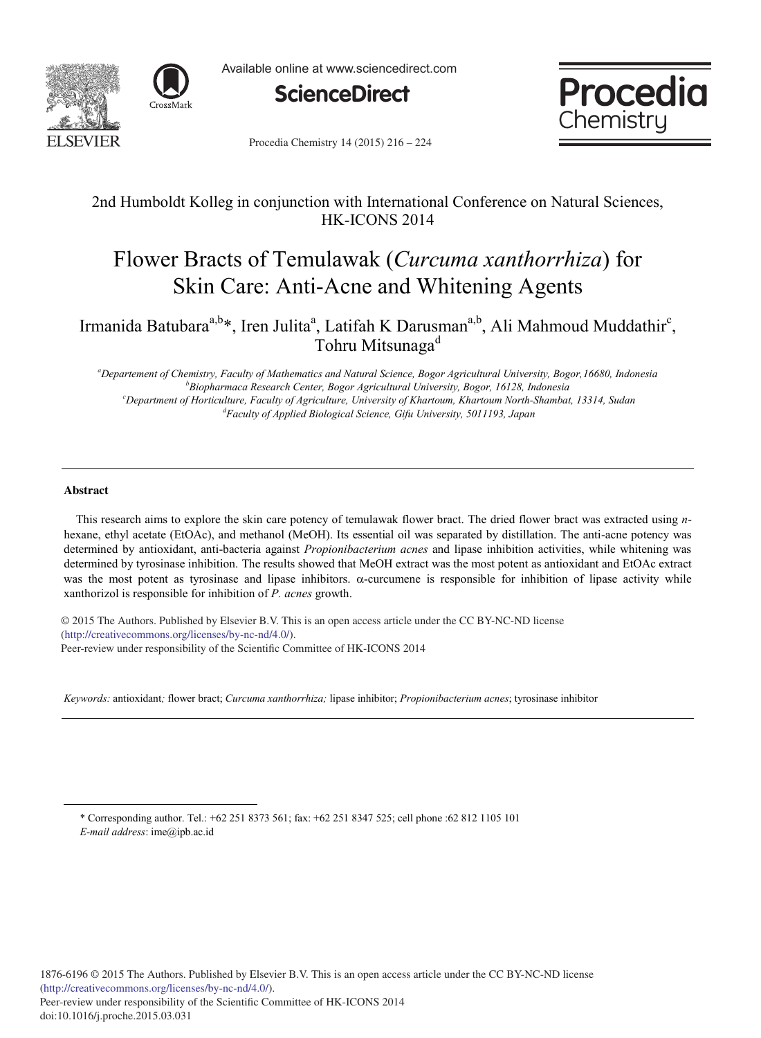2nd Humboldt Kolleg in conjunction with International Conference on Natural Sciences, HK-ICONS 2014

# Flower Bracts of Temulawak (*Curcuma xanthorrhiza*) for Skin Care: Anti-Acne and Whitening Agents

Irmanida Batubara[a,b]*, Iren Julita[a], Latifah K Darusman[a,b], Ali Mahmoud Muddathir[c], Tohru Mitsunaga[d]

[a]*Departement of Chemistry, Faculty of Mathematics and Natural Science, Bogor Agricultural University, Bogor,16680, Indonesia*
[b]*Biopharmaca Research Center, Bogor Agricultural University, Bogor, 16128, Indonesia*
[c]*Department of Horticulture, Faculty of Agriculture, University of Khartoum, Khartoum North-Shambat, 13314, Sudan*
[d]*Faculty of Applied Biological Science, Gifu University, 5011193, Japan*

## Abstract

This research aims to explore the skin care potency of temulawak flower bract. The dried flower bract was extracted using *n*-hexane, ethyl acetate (EtOAc), and methanol (MeOH). Its essential oil was separated by distillation. The anti-acne potency was determined by antioxidant, anti-bacteria against *Propionibacterium acnes* and lipase inhibition activities, while whitening was determined by tyrosinase inhibition. The results showed that MeOH extract was the most potent as antioxidant and EtOAc extract was the most potent as tyrosinase and lipase inhibitors. α-curcumene is responsible for inhibition of lipase activity while xanthorizol is responsible for inhibition of *P. acnes* growth.

© 2015 The Authors. Published by Elsevier B.V. This is an open access article under the CC BY-NC-ND license (http://creativecommons.org/licenses/by-nc-nd/4.0/).
Peer-review under responsibility of the Scientific Committee of HK-ICONS 2014

*Keywords:* antioxidant*;* flower bract; *Curcuma xanthorrhiza;* lipase inhibitor; *Propionibacterium acnes*; tyrosinase inhibitor

* Corresponding author. Tel.: +62 251 8373 561; fax: +62 251 8347 525; cell phone :62 812 1105 101
*E-mail address*: ime@ipb.ac.id

1876-6196 © 2015 The Authors. Published by Elsevier B.V. This is an open access article under the CC BY-NC-ND license (http://creativecommons.org/licenses/by-nc-nd/4.0/).
Peer-review under responsibility of the Scientific Committee of HK-ICONS 2014
doi:10.1016/j.proche.2015.03.031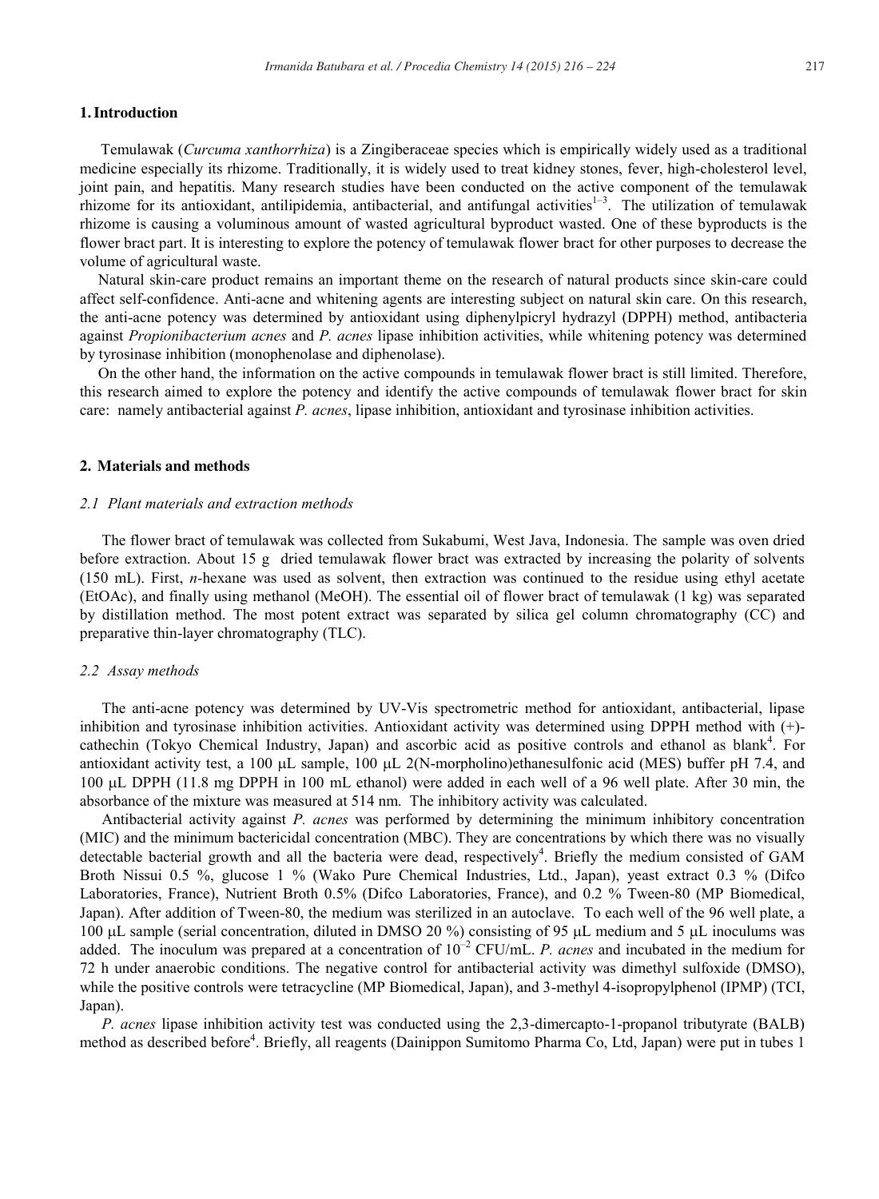## 1. Introduction

Temulawak (*Curcuma xanthorrhiza*) is a Zingiberaceae species which is empirically widely used as a traditional medicine especially its rhizome. Traditionally, it is widely used to treat kidney stones, fever, high-cholesterol level, joint pain, and hepatitis. Many research studies have been conducted on the active component of the temulawak rhizome for its antioxidant, antilipidemia, antibacterial, and antifungal activities[1–3]. The utilization of temulawak rhizome is causing a voluminous amount of wasted agricultural byproduct wasted. One of these byproducts is the flower bract part. It is interesting to explore the potency of temulawak flower bract for other purposes to decrease the volume of agricultural waste.

Natural skin-care product remains an important theme on the research of natural products since skin-care could affect self-confidence. Anti-acne and whitening agents are interesting subject on natural skin care. On this research, the anti-acne potency was determined by antioxidant using diphenylpicryl hydrazyl (DPPH) method, antibacteria against *Propionibacterium acnes* and *P. acnes* lipase inhibition activities, while whitening potency was determined by tyrosinase inhibition (monophenolase and diphenolase).

On the other hand, the information on the active compounds in temulawak flower bract is still limited. Therefore, this research aimed to explore the potency and identify the active compounds of temulawak flower bract for skin care: namely antibacterial against *P. acnes*, lipase inhibition, antioxidant and tyrosinase inhibition activities.

## 2. Materials and methods

### *2.1 Plant materials and extraction methods*

The flower bract of temulawak was collected from Sukabumi, West Java, Indonesia. The sample was oven dried before extraction. About 15 g dried temulawak flower bract was extracted by increasing the polarity of solvents (150 mL). First, *n*-hexane was used as solvent, then extraction was continued to the residue using ethyl acetate (EtOAc), and finally using methanol (MeOH). The essential oil of flower bract of temulawak (1 kg) was separated by distillation method. The most potent extract was separated by silica gel column chromatography (CC) and preparative thin-layer chromatography (TLC).

### *2.2 Assay methods*

The anti-acne potency was determined by UV-Vis spectrometric method for antioxidant, antibacterial, lipase inhibition and tyrosinase inhibition activities. Antioxidant activity was determined using DPPH method with (+)-cathechin (Tokyo Chemical Industry, Japan) and ascorbic acid as positive controls and ethanol as blank[4]. For antioxidant activity test, a 100 μL sample, 100 μL 2(N-morpholino)ethanesulfonic acid (MES) buffer pH 7.4, and 100 μL DPPH (11.8 mg DPPH in 100 mL ethanol) were added in each well of a 96 well plate. After 30 min, the absorbance of the mixture was measured at 514 nm. The inhibitory activity was calculated.

Antibacterial activity against *P. acnes* was performed by determining the minimum inhibitory concentration (MIC) and the minimum bactericidal concentration (MBC). They are concentrations by which there was no visually detectable bacterial growth and all the bacteria were dead, respectively[4]. Briefly the medium consisted of GAM Broth Nissui 0.5 %, glucose 1 % (Wako Pure Chemical Industries, Ltd., Japan), yeast extract 0.3 % (Difco Laboratories, France), Nutrient Broth 0.5% (Difco Laboratories, France), and 0.2 % Tween-80 (MP Biomedical, Japan). After addition of Tween-80, the medium was sterilized in an autoclave. To each well of the 96 well plate, a 100 μL sample (serial concentration, diluted in DMSO 20 %) consisting of 95 μL medium and 5 μL inoculums was added. The inoculum was prepared at a concentration of $10^{-2}$ CFU/mL. *P. acnes* and incubated in the medium for 72 h under anaerobic conditions. The negative control for antibacterial activity was dimethyl sulfoxide (DMSO), while the positive controls were tetracycline (MP Biomedical, Japan), and 3-methyl 4-isopropylphenol (IPMP) (TCI, Japan).

*P. acnes* lipase inhibition activity test was conducted using the 2,3-dimercapto-1-propanol tributyrate (BALB) method as described before[4]. Briefly, all reagents (Dainippon Sumitomo Pharma Co, Ltd, Japan) were put in tubes 1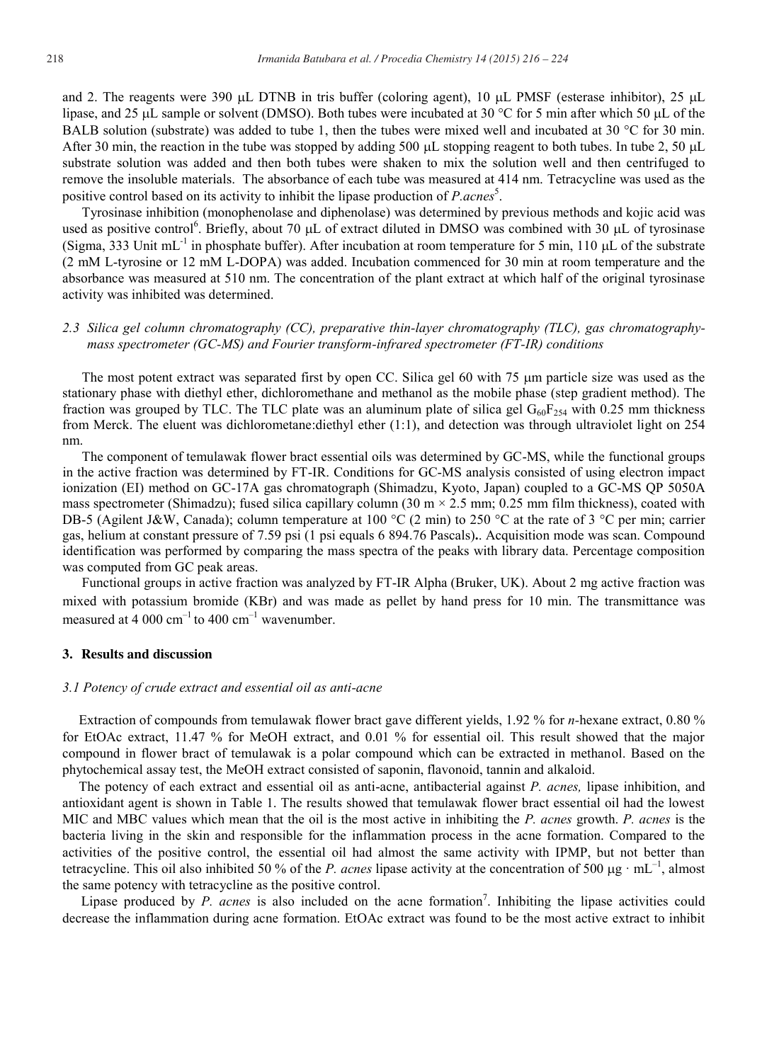and 2. The reagents were 390 μL DTNB in tris buffer (coloring agent), 10 μL PMSF (esterase inhibitor), 25 μL lipase, and 25 μL sample or solvent (DMSO). Both tubes were incubated at 30 °C for 5 min after which 50 μL of the BALB solution (substrate) was added to tube 1, then the tubes were mixed well and incubated at 30 °C for 30 min. After 30 min, the reaction in the tube was stopped by adding 500 μL stopping reagent to both tubes. In tube 2, 50 μL substrate solution was added and then both tubes were shaken to mix the solution well and then centrifuged to remove the insoluble materials. The absorbance of each tube was measured at 414 nm. Tetracycline was used as the positive control based on its activity to inhibit the lipase production of *P.acnes*[5].

Tyrosinase inhibition (monophenolase and diphenolase) was determined by previous methods and kojic acid was used as positive control[6]. Briefly, about 70 μL of extract diluted in DMSO was combined with 30 μL of tyrosinase (Sigma, 333 Unit $mL^{-1}$ in phosphate buffer). After incubation at room temperature for 5 min, 110 μL of the substrate (2 mM L-tyrosine or 12 mM L-DOPA) was added. Incubation commenced for 30 min at room temperature and the absorbance was measured at 510 nm. The concentration of the plant extract at which half of the original tyrosinase activity was inhibited was determined.

### *2.3 Silica gel column chromatography (CC), preparative thin-layer chromatography (TLC), gas chromatography-mass spectrometer (GC-MS) and Fourier transform-infrared spectrometer (FT-IR) conditions*

The most potent extract was separated first by open CC. Silica gel 60 with 75 μm particle size was used as the stationary phase with diethyl ether, dichloromethane and methanol as the mobile phase (step gradient method). The fraction was grouped by TLC. The TLC plate was an aluminum plate of silica gel $G_{60}F_{254}$ with 0.25 mm thickness from Merck. The eluent was dichlorometane:diethyl ether (1:1), and detection was through ultraviolet light on 254 nm.

The component of temulawak flower bract essential oils was determined by GC-MS, while the functional groups in the active fraction was determined by FT-IR. Conditions for GC-MS analysis consisted of using electron impact ionization (EI) method on GC-17A gas chromatograph (Shimadzu, Kyoto, Japan) coupled to a GC-MS QP 5050A mass spectrometer (Shimadzu); fused silica capillary column (30 m × 2.5 mm; 0.25 mm film thickness), coated with DB-5 (Agilent J&W, Canada); column temperature at 100 °C (2 min) to 250 °C at the rate of 3 °C per min; carrier gas, helium at constant pressure of 7.59 psi (1 psi equals 6 894.76 Pascals)**.**. Acquisition mode was scan. Compound identification was performed by comparing the mass spectra of the peaks with library data. Percentage composition was computed from GC peak areas.

Functional groups in active fraction was analyzed by FT-IR Alpha (Bruker, UK). About 2 mg active fraction was mixed with potassium bromide (KBr) and was made as pellet by hand press for 10 min. The transmittance was measured at 4 000 $cm^{-1}$ to 400 $cm^{-1}$ wavenumber.

## 3. Results and discussion

### *3.1 Potency of crude extract and essential oil as anti-acne*

Extraction of compounds from temulawak flower bract gave different yields, 1.92 % for *n*-hexane extract, 0.80 % for EtOAc extract, 11.47 % for MeOH extract, and 0.01 % for essential oil. This result showed that the major compound in flower bract of temulawak is a polar compound which can be extracted in methanol. Based on the phytochemical assay test, the MeOH extract consisted of saponin, flavonoid, tannin and alkaloid.

The potency of each extract and essential oil as anti-acne, antibacterial against *P. acnes,* lipase inhibition, and antioxidant agent is shown in Table 1. The results showed that temulawak flower bract essential oil had the lowest MIC and MBC values which mean that the oil is the most active in inhibiting the *P. acnes* growth. *P. acnes* is the bacteria living in the skin and responsible for the inflammation process in the acne formation. Compared to the activities of the positive control, the essential oil had almost the same activity with IPMP, but not better than tetracycline. This oil also inhibited 50 % of the *P. acnes* lipase activity at the concentration of 500 μg · $mL^{-1}$, almost the same potency with tetracycline as the positive control.

Lipase produced by *P. acnes* is also included on the acne formation[7]. Inhibiting the lipase activities could decrease the inflammation during acne formation. EtOAc extract was found to be the most active extract to inhibit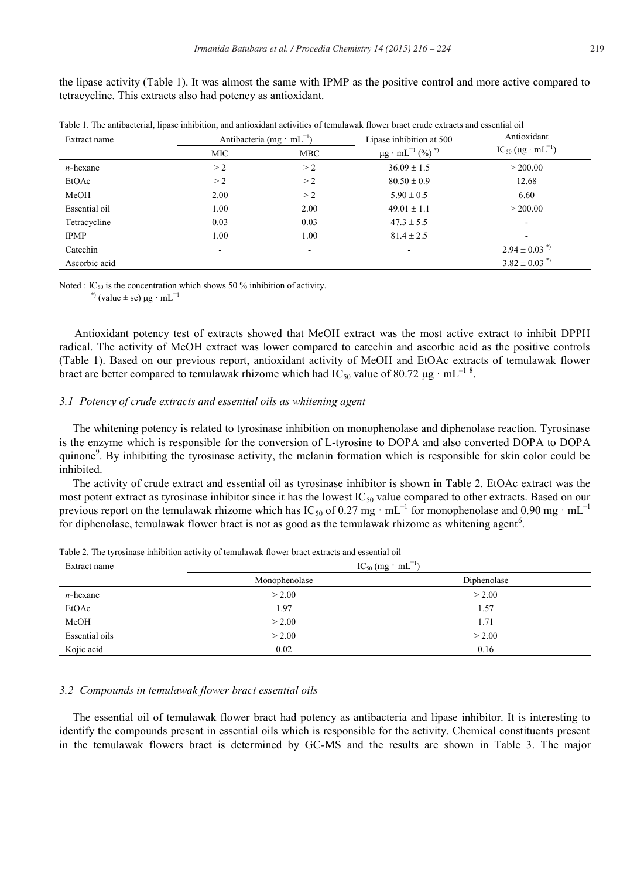the lipase activity (Table 1). It was almost the same with IPMP as the positive control and more active compared to tetracycline. This extracts also had potency as antioxidant.

Table 1. The antibacterial, lipase inhibition, and antioxidant activities of temulawak flower bract crude extracts and essential oil

| Extract name | Antibacteria ($mg \cdot mL^{-1}$) | | Lipase inhibition at 500 $\mu g \cdot mL^{-1}$ (%) [*] | Antioxidant $IC_{50}$ ($\mu g \cdot mL^{-1}$) |
|---|---|---|---|---|
| | MIC | MBC | | |
| *n*-hexane | > 2 | > 2 | 36.09 ± 1.5 | > 200.00 |
| EtOAc | > 2 | > 2 | 80.50 ± 0.9 | 12.68 |
| MeOH | 2.00 | > 2 | 5.90 ± 0.5 | 6.60 |
| Essential oil | 1.00 | 2.00 | 49.01 ± 1.1 | > 200.00 |
| Tetracycline | 0.03 | 0.03 | 47.3 ± 5.5 | - |
| IPMP | 1.00 | 1.00 | 81.4 ± 2.5 | - |
| Catechin | - | - | - | 2.94 ± 0.03 [*] |
| Ascorbic acid | | | | 3.82 ± 0.03 [*] |

Noted : $IC_{50}$ is the concentration which shows 50 % inhibition of activity.
[*] (value ± se) $\mu g \cdot mL^{-1}$

Antioxidant potency test of extracts showed that MeOH extract was the most active extract to inhibit DPPH radical. The activity of MeOH extract was lower compared to catechin and ascorbic acid as the positive controls (Table 1). Based on our previous report, antioxidant activity of MeOH and EtOAc extracts of temulawak flower bract are better compared to temulawak rhizome which had $IC_{50}$ value of 80.72 $\mu g \cdot mL^{-1}$ [8].

### 3.1 Potency of crude extracts and essential oils as whitening agent

The whitening potency is related to tyrosinase inhibition on monophenolase and diphenolase reaction. Tyrosinase is the enzyme which is responsible for the conversion of L-tyrosine to DOPA and also converted DOPA to DOPA quinone[9]. By inhibiting the tyrosinase activity, the melanin formation which is responsible for skin color could be inhibited.

The activity of crude extract and essential oil as tyrosinase inhibitor is shown in Table 2. EtOAc extract was the most potent extract as tyrosinase inhibitor since it has the lowest $IC_{50}$ value compared to other extracts. Based on our previous report on the temulawak rhizome which has $IC_{50}$ of 0.27 $mg \cdot mL^{-1}$ for monophenolase and 0.90 $mg \cdot mL^{-1}$ for diphenolase, temulawak flower bract is not as good as the temulawak rhizome as whitening agent[6].

Table 2. The tyrosinase inhibition activity of temulawak flower bract extracts and essential oil

| Extract name | $IC_{50}$ ($mg \cdot mL^{-1}$) | |
|---|---|---|
| | Monophenolase | Diphenolase |
| *n*-hexane | > 2.00 | > 2.00 |
| EtOAc | 1.97 | 1.57 |
| MeOH | > 2.00 | 1.71 |
| Essential oils | > 2.00 | > 2.00 |
| Kojic acid | 0.02 | 0.16 |

### 3.2 Compounds in temulawak flower bract essential oils

The essential oil of temulawak flower bract had potency as antibacteria and lipase inhibitor. It is interesting to identify the compounds present in essential oils which is responsible for the activity. Chemical constituents present in the temulawak flowers bract is determined by GC-MS and the results are shown in Table 3. The major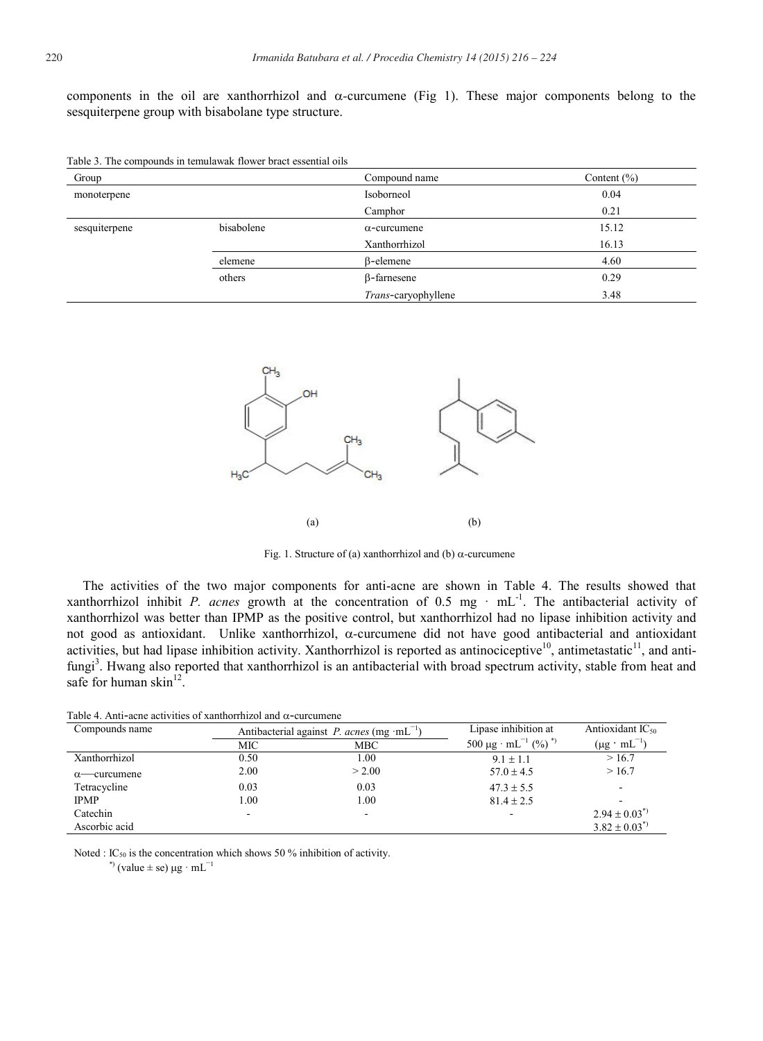components in the oil are xanthorrhizol and α-curcumene (Fig 1). These major components belong to the sesquiterpene group with bisabolane type structure.

Table 3. The compounds in temulawak flower bract essential oils

| Group | | Compound name | Content (%) |
|---|---|---|---|
| monoterpene | | Isoborneol | 0.04 |
| | | Camphor | 0.21 |
| sesquiterpene | bisabolene | α-curcumene | 15.12 |
| | | Xanthorrhizol | 16.13 |
| | elemene | β-elemene | 4.60 |
| | others | β-farnesene | 0.29 |
| | | *Trans*-caryophyllene | 3.48 |

CH3
OH
CH3
H3C
CH3

(a) (b)

Fig. 1. Structure of (a) xanthorrhizol and (b) α-curcumene

The activities of the two major components for anti-acne are shown in Table 4. The results showed that xanthorrhizol inhibit *P. acnes* growth at the concentration of 0.5 mg · mL$^{-1}$. The antibacterial activity of xanthorrhizol was better than IPMP as the positive control, but xanthorrhizol had no lipase inhibition activity and not good as antioxidant. Unlike xanthorrhizol, α-curcumene did not have good antibacterial and antioxidant activities, but had lipase inhibition activity. Xanthorrhizol is reported as antinociceptive[10], antimetastatic[11], and anti-fungi[3]. Hwang also reported that xanthorrhizol is an antibacterial with broad spectrum activity, stable from heat and safe for human skin[12].

Table 4. Anti-acne activities of xanthorrhizol and α-curcumene

| Compounds name | Antibacterial against *P. acnes* (mg ·mL$^{-1}$) | | Lipase inhibition at | Antioxidant $IC_{50}$ |
|---|---|---|---|---|
| | MIC | MBC | 500 μg · mL$^{-1}$ (%) *) | (μg · mL$^{-1}$) |
| Xanthorrhizol | 0.50 | 1.00 | 9.1 ± 1.1 | > 16.7 |
| α—curcumene | 2.00 | > 2.00 | 57.0 ± 4.5 | > 16.7 |
| Tetracycline | 0.03 | 0.03 | 47.3 ± 5.5 | - |
| IPMP | 1.00 | 1.00 | 81.4 ± 2.5 | - |
| Catechin | - | - | - | 2.94 ± 0.03*) |
| Ascorbic acid | | | | 3.82 ± 0.03*) |

Noted : $IC_{50}$ is the concentration which shows 50 % inhibition of activity.
*) (value ± se) μg · mL$^{-1}$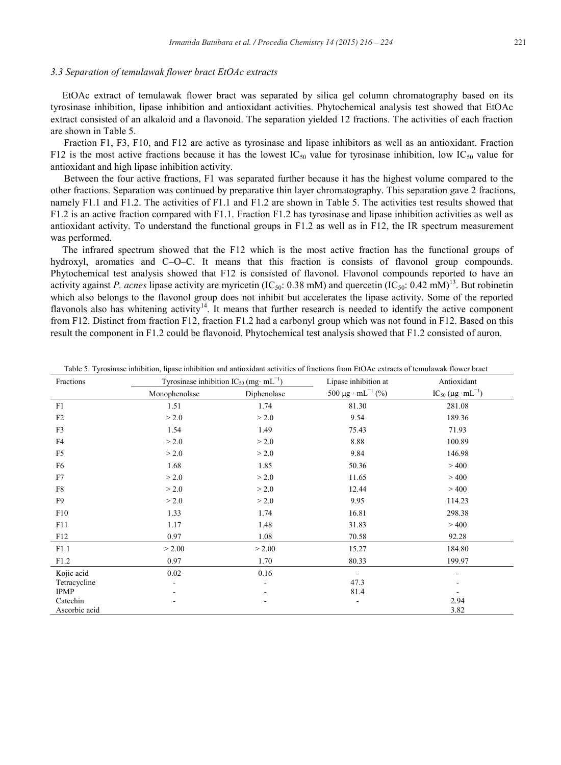### 3.3 Separation of temulawak flower bract EtOAc extracts

EtOAc extract of temulawak flower bract was separated by silica gel column chromatography based on its tyrosinase inhibition, lipase inhibition and antioxidant activities. Phytochemical analysis test showed that EtOAc extract consisted of an alkaloid and a flavonoid. The separation yielded 12 fractions. The activities of each fraction are shown in Table 5.

Fraction F1, F3, F10, and F12 are active as tyrosinase and lipase inhibitors as well as an antioxidant. Fraction F12 is the most active fractions because it has the lowest $IC_{50}$ value for tyrosinase inhibition, low $IC_{50}$ value for antioxidant and high lipase inhibition activity.

Between the four active fractions, F1 was separated further because it has the highest volume compared to the other fractions. Separation was continued by preparative thin layer chromatography. This separation gave 2 fractions, namely F1.1 and F1.2. The activities of F1.1 and F1.2 are shown in Table 5. The activities test results showed that F1.2 is an active fraction compared with F1.1. Fraction F1.2 has tyrosinase and lipase inhibition activities as well as antioxidant activity. To understand the functional groups in F1.2 as well as in F12, the IR spectrum measurement was performed.

The infrared spectrum showed that the F12 which is the most active fraction has the functional groups of hydroxyl, aromatics and C–O–C. It means that this fraction is consists of flavonol group compounds. Phytochemical test analysis showed that F12 is consisted of flavonol. Flavonol compounds reported to have an activity against *P. acnes* lipase activity are myricetin ($IC_{50}$: 0.38 mM) and quercetin ($IC_{50}$: 0.42 mM)[13]. But robinetin which also belongs to the flavonol group does not inhibit but accelerates the lipase activity. Some of the reported flavonols also has whitening activity[14]. It means that further research is needed to identify the active component from F12. Distinct from fraction F12, fraction F1.2 had a carbonyl group which was not found in F12. Based on this result the component in F1.2 could be flavonoid. Phytochemical test analysis showed that F1.2 consisted of auron.

Table 5. Tyrosinase inhibition, lipase inhibition and antioxidant activities of fractions from EtOAc extracts of temulawak flower bract

| Fractions | Tyrosinase inhibition $IC_{50}$ (mg· mL$^{-1}$) | | Lipase inhibition at | Antioxidant |
|---|---|---|---|---|
| | Monophenolase | Diphenolase | 500 µg · mL$^{-1}$ (%) | $IC_{50}$ (µg ·mL$^{-1}$) |
| F1 | 1.51 | 1.74 | 81.30 | 281.08 |
| F2 | > 2.0 | > 2.0 | 9.54 | 189.36 |
| F3 | 1.54 | 1.49 | 75.43 | 71.93 |
| F4 | > 2.0 | > 2.0 | 8.88 | 100.89 |
| F5 | > 2.0 | > 2.0 | 9.84 | 146.98 |
| F6 | 1.68 | 1.85 | 50.36 | > 400 |
| F7 | > 2.0 | > 2.0 | 11.65 | > 400 |
| F8 | > 2.0 | > 2.0 | 12.44 | > 400 |
| F9 | > 2.0 | > 2.0 | 9.95 | 114.23 |
| F10 | 1.33 | 1.74 | 16.81 | 298.38 |
| F11 | 1.17 | 1.48 | 31.83 | > 400 |
| F12 | 0.97 | 1.08 | 70.58 | 92.28 |
| F1.1 | > 2.00 | > 2.00 | 15.27 | 184.80 |
| F1.2 | 0.97 | 1.70 | 80.33 | 199.97 |
| Kojic acid | 0.02 | 0.16 | - | - |
| Tetracycline | - | - | 47.3 | - |
| IPMP | - | - | 81.4 | - |
| Catechin | - | - | - | 2.94 |
| Ascorbic acid | | | | 3.82 |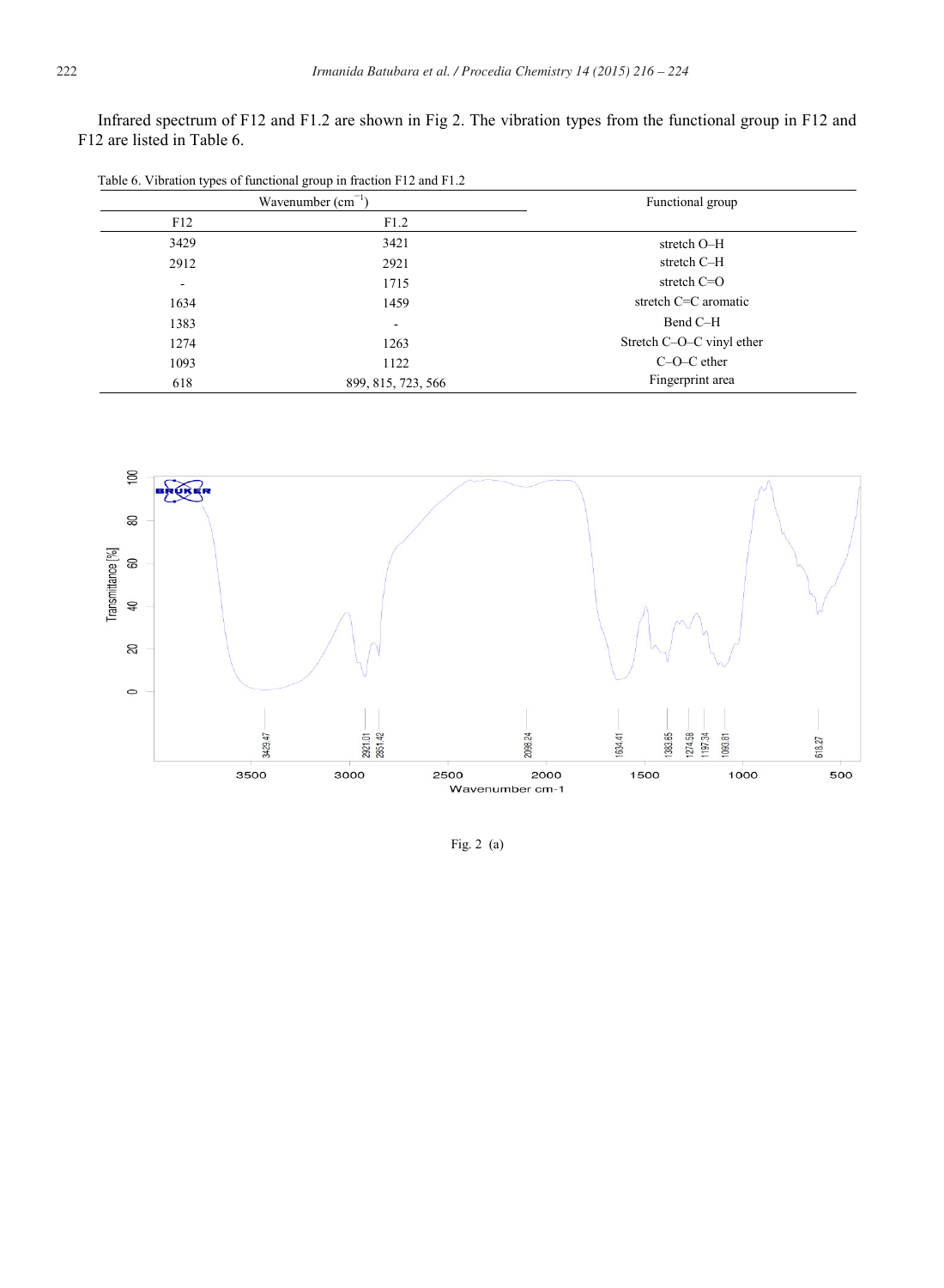Infrared spectrum of F12 and F1.2 are shown in Fig 2. The vibration types from the functional group in F12 and F12 are listed in Table 6.

Table 6. Vibration types of functional group in fraction F12 and F1.2

| Wavenumber (cm$^{-1}$) | | Functional group |
|---|---|---|
| F12 | F1.2 | |
| 3429 | 3421 | stretch O–H |
| 2912 | 2921 | stretch C–H |
| - | 1715 | stretch C=O |
| 1634 | 1459 | stretch C=C aromatic |
| 1383 | - | Bend C–H |
| 1274 | 1263 | Stretch C–O–C vinyl ether |
| 1093 | 1122 | C–O–C ether |
| 618 | 899, 815, 723, 566 | Fingerprint area |

BRUKER

Transmittance [%]

0
20
40
60
80
100

3429.47
2921.01
2851.42
2098.24
1634.41
1383.65
1274.58
1197.34
1093.81
618.27

3500
3000
2500
2000
1500
1000
500

Wavenumber cm-1

Fig. 2 (a)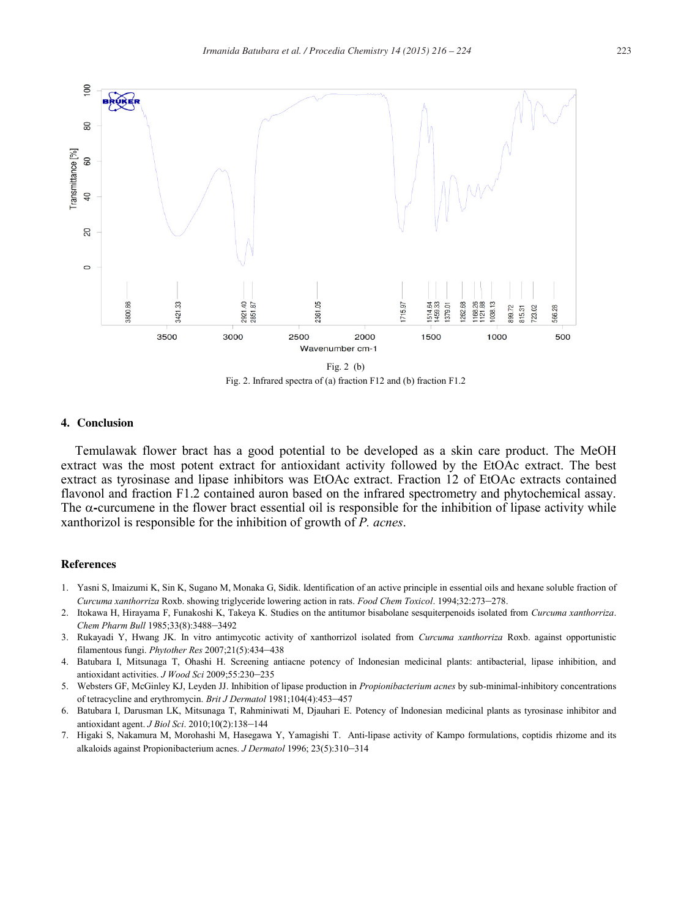BRUKER

Transmittance [%]

100

80

60

40

20

0

3800.86

3421.33

2921.40

2851.87

2361.05

1715.97

1514.64

1459.33

1379.01

1262.68

1168.26

1121.88

1038.13

899.72

815.31

723.02

566.28

3500

3000

2500

2000

1500

1000

500

Wavenumber cm-1

Fig. 2 (b)

Fig. 2. Infrared spectra of (a) fraction F12 and (b) fraction F1.2

## 4. Conclusion

Temulawak flower bract has a good potential to be developed as a skin care product. The MeOH extract was the most potent extract for antioxidant activity followed by the EtOAc extract. The best extract as tyrosinase and lipase inhibitors was EtOAc extract. Fraction 12 of EtOAc extracts contained flavonol and fraction F1.2 contained auron based on the infrared spectrometry and phytochemical assay. The $\alpha$-curcumene in the flower bract essential oil is responsible for the inhibition of lipase activity while xanthorizol is responsible for the inhibition of growth of *P. acnes*.

## References

1. Yasni S, Imaizumi K, Sin K, Sugano M, Monaka G, Sidik. Identification of an active principle in essential oils and hexane soluble fraction of *Curcuma xanthorriza* Roxb. showing triglyceride lowering action in rats. *Food Chem Toxicol*. 1994;32:273–278.
2. Itokawa H, Hirayama F, Funakoshi K, Takeya K. Studies on the antitumor bisabolane sesquiterpenoids isolated from *Curcuma xanthorriza*. *Chem Pharm Bull* 1985;33(8):3488–3492
3. Rukayadi Y, Hwang JK. In vitro antimycotic activity of xanthorrizol isolated from *Curcuma xanthorriza* Roxb. against opportunistic filamentous fungi. *Phytother Res* 2007;21(5):434–438
4. Batubara I, Mitsunaga T, Ohashi H. Screening antiacne potency of Indonesian medicinal plants: antibacterial, lipase inhibition, and antioxidant activities. *J Wood Sci* 2009;55:230–235
5. Websters GF, McGinley KJ, Leyden JJ. Inhibition of lipase production in *Propionibacterium acnes* by sub-minimal-inhibitory concentrations of tetracycline and erythromycin. *Brit J Dermatol* 1981;104(4):453–457
6. Batubara I, Darusman LK, Mitsunaga T, Rahminiwati M, Djauhari E. Potency of Indonesian medicinal plants as tyrosinase inhibitor and antioxidant agent. *J Biol Sci*. 2010;10(2):138–144
7. Higaki S, Nakamura M, Morohashi M, Hasegawa Y, Yamagishi T. Anti-lipase activity of Kampo formulations, coptidis rhizome and its alkaloids against Propionibacterium acnes. *J Dermatol* 1996; 23(5):310–314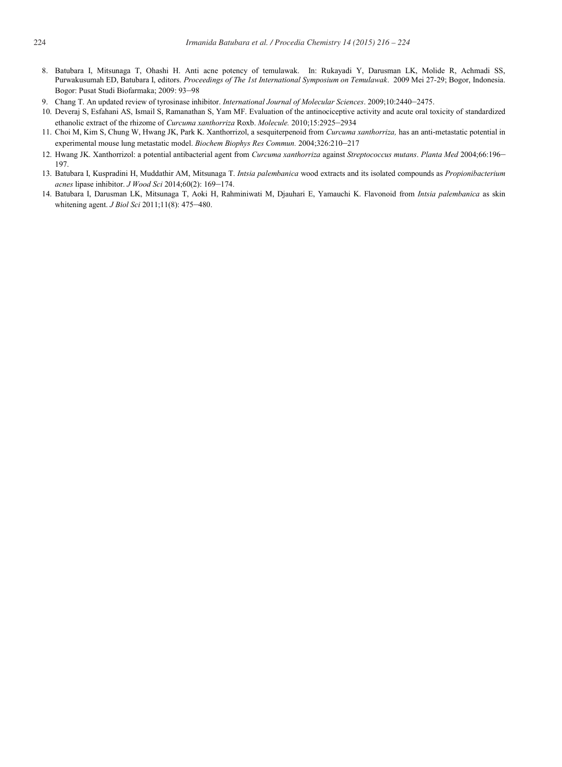8. Batubara I, Mitsunaga T, Ohashi H. Anti acne potency of temulawak. In: Rukayadi Y, Darusman LK, Molide R, Achmadi SS, Purwakusumah ED, Batubara I, editors. *Proceedings of The 1st International Symposium on Temulawak*. 2009 Mei 27-29; Bogor, Indonesia. Bogor: Pusat Studi Biofarmaka; 2009: 93–98
9. Chang T. An updated review of tyrosinase inhibitor. *International Journal of Molecular Sciences*. 2009;10:2440–2475.
10. Deveraj S, Esfahani AS, Ismail S, Ramanathan S, Yam MF. Evaluation of the antinociceptive activity and acute oral toxicity of standardized ethanolic extract of the rhizome of *Curcuma xanthorriza* Roxb. *Molecule.* 2010;15:2925–2934
11. Choi M, Kim S, Chung W, Hwang JK, Park K. Xanthorrizol, a sesquiterpenoid from *Curcuma xanthorriza,* has an anti-metastatic potential in experimental mouse lung metastatic model. *Biochem Biophys Res Commun.* 2004;326:210–217
12. Hwang JK. Xanthorrizol: a potential antibacterial agent from *Curcuma xanthorriza* against *Streptococcus mutans*. *Planta Med* 2004;66:196–197.
13. Batubara I, Kuspradini H, Muddathir AM, Mitsunaga T. *Intsia palembanica* wood extracts and its isolated compounds as *Propionibacterium acnes* lipase inhibitor. *J Wood Sci* 2014;60(2): 169–174.
14. Batubara I, Darusman LK, Mitsunaga T, Aoki H, Rahminiwati M, Djauhari E, Yamauchi K. Flavonoid from *Intsia palembanica* as skin whitening agent. *J Biol Sci* 2011;11(8): 475–480.